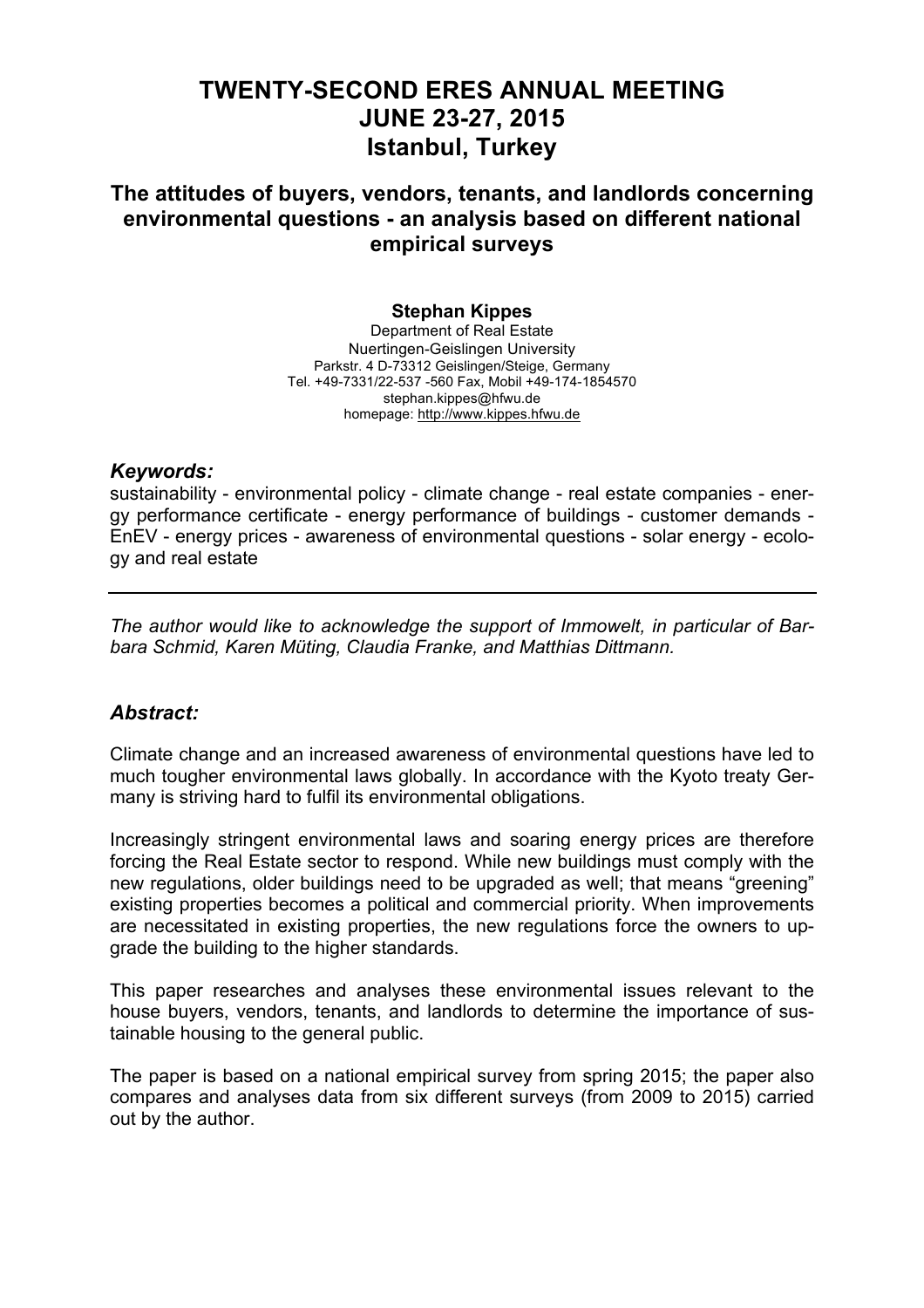# TWENTY-SECOND ERES ANNUAL MEETING
# JUNE 23-27, 2015
# Istanbul, Turkey

## The attitudes of buyers, vendors, tenants, and landlords concerning environmental questions - an analysis based on different national empirical surveys

**Stephan Kippes**
Department of Real Estate
Nuertingen-Geislingen University
Parkstr. 4 D-73312 Geislingen/Steige, Germany
Tel. +49-7331/22-537 -560 Fax, Mobil +49-174-1854570
stephan.kippes@hfwu.de
homepage: http://www.kippes.hfwu.de

### *Keywords:*

sustainability - environmental policy - climate change - real estate companies - energy performance certificate - energy performance of buildings - customer demands - EnEV - energy prices - awareness of environmental questions - solar energy - ecology and real estate

---

*The author would like to acknowledge the support of Immowelt, in particular of Barbara Schmid, Karen Müting, Claudia Franke, and Matthias Dittmann.*

### *Abstract:*

Climate change and an increased awareness of environmental questions have led to much tougher environmental laws globally. In accordance with the Kyoto treaty Germany is striving hard to fulfil its environmental obligations.

Increasingly stringent environmental laws and soaring energy prices are therefore forcing the Real Estate sector to respond. While new buildings must comply with the new regulations, older buildings need to be upgraded as well; that means "greening" existing properties becomes a political and commercial priority. When improvements are necessitated in existing properties, the new regulations force the owners to upgrade the building to the higher standards.

This paper researches and analyses these environmental issues relevant to the house buyers, vendors, tenants, and landlords to determine the importance of sustainable housing to the general public.

The paper is based on a national empirical survey from spring 2015; the paper also compares and analyses data from six different surveys (from 2009 to 2015) carried out by the author.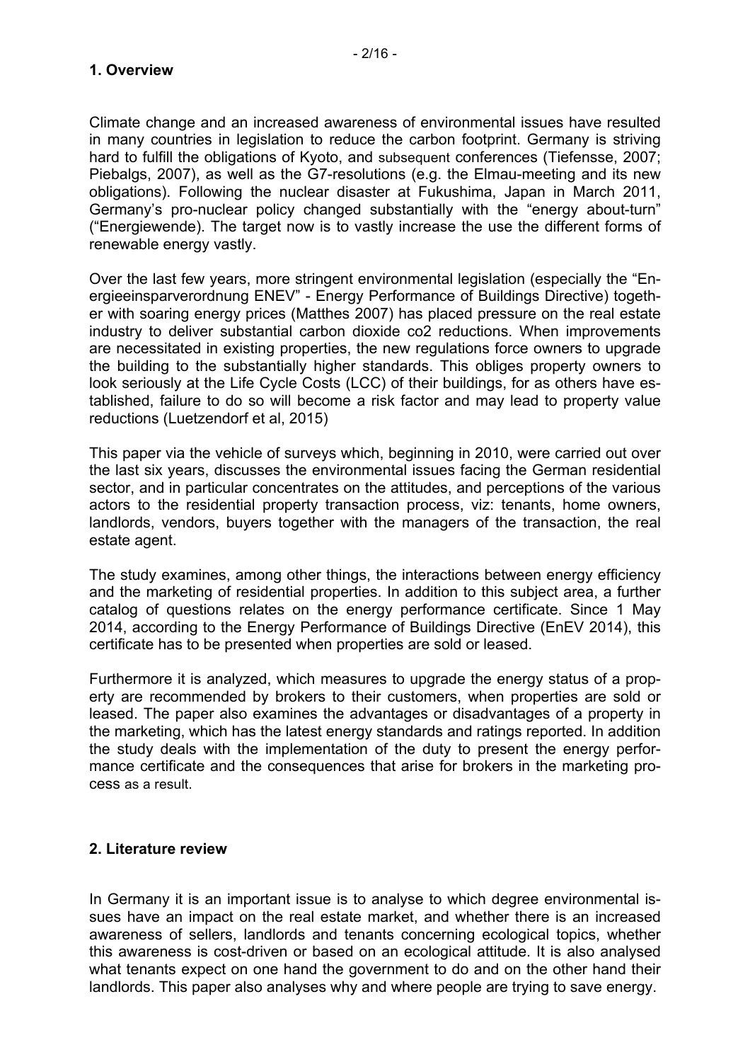## 1. Overview

Climate change and an increased awareness of environmental issues have resulted in many countries in legislation to reduce the carbon footprint. Germany is striving hard to fulfill the obligations of Kyoto, and subsequent conferences (Tiefensse, 2007; Piebalgs, 2007), as well as the G7-resolutions (e.g. the Elmau-meeting and its new obligations). Following the nuclear disaster at Fukushima, Japan in March 2011, Germany's pro-nuclear policy changed substantially with the "energy about-turn" ("Energiewende). The target now is to vastly increase the use the different forms of renewable energy vastly.

Over the last few years, more stringent environmental legislation (especially the "Energieeinsparverordnung ENEV" - Energy Performance of Buildings Directive) together with soaring energy prices (Matthes 2007) has placed pressure on the real estate industry to deliver substantial carbon dioxide co2 reductions. When improvements are necessitated in existing properties, the new regulations force owners to upgrade the building to the substantially higher standards. This obliges property owners to look seriously at the Life Cycle Costs (LCC) of their buildings, for as others have established, failure to do so will become a risk factor and may lead to property value reductions (Luetzendorf et al, 2015)

This paper via the vehicle of surveys which, beginning in 2010, were carried out over the last six years, discusses the environmental issues facing the German residential sector, and in particular concentrates on the attitudes, and perceptions of the various actors to the residential property transaction process, viz: tenants, home owners, landlords, vendors, buyers together with the managers of the transaction, the real estate agent.

The study examines, among other things, the interactions between energy efficiency and the marketing of residential properties. In addition to this subject area, a further catalog of questions relates on the energy performance certificate. Since 1 May 2014, according to the Energy Performance of Buildings Directive (EnEV 2014), this certificate has to be presented when properties are sold or leased.

Furthermore it is analyzed, which measures to upgrade the energy status of a property are recommended by brokers to their customers, when properties are sold or leased. The paper also examines the advantages or disadvantages of a property in the marketing, which has the latest energy standards and ratings reported. In addition the study deals with the implementation of the duty to present the energy performance certificate and the consequences that arise for brokers in the marketing process as a result.

## 2. Literature review

In Germany it is an important issue is to analyse to which degree environmental issues have an impact on the real estate market, and whether there is an increased awareness of sellers, landlords and tenants concerning ecological topics, whether this awareness is cost-driven or based on an ecological attitude. It is also analysed what tenants expect on one hand the government to do and on the other hand their landlords. This paper also analyses why and where people are trying to save energy.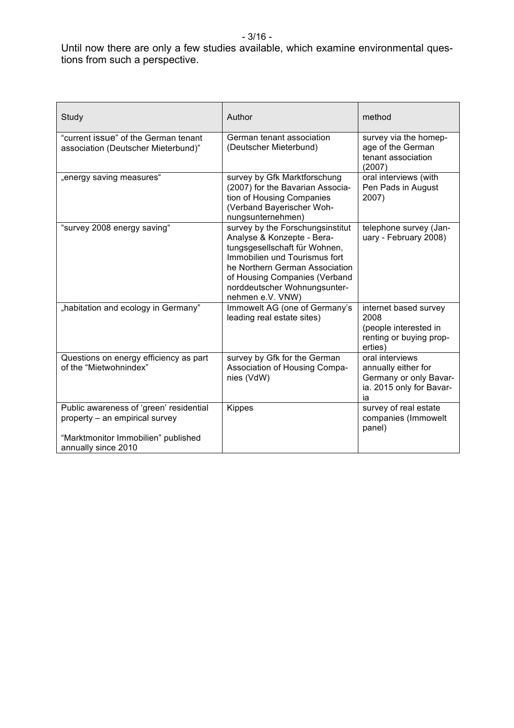Until now there are only a few studies available, which examine environmental questions from such a perspective.

| Study | Author | method |
|---|---|---|
| "current issue" of the German tenant association (Deutscher Mieterbund)" | German tenant association (Deutscher Mieterbund) | survey via the homepage of the German tenant association (2007) |
| „energy saving measures“ | survey by Gfk Marktforschung (2007) for the Bavarian Association of Housing Companies (Verband Bayerischer Wohnungsunternehmen) | oral interviews (with Pen Pads in August 2007) |
| "survey 2008 energy saving“ | survey by the Forschungsinstitut Analyse & Konzepte - Beratungsgesellschaft für Wohnen, Immobilien und Tourismus fort he Northern German Association of Housing Companies (Verband norddeutscher Wohnungsunternehmen e.V. VNW) | telephone survey (January - February 2008) |
| „habitation and ecology in Germany" | Immowelt AG (one of Germany's leading real estate sites) | internet based survey 2008 (people interested in renting or buying properties) |
| Questions on energy efficiency as part of the "Mietwohnindex" | survey by Gfk for the German Association of Housing Companies (VdW) | oral interviews annually either for Germany or only Bavaria. 2015 only for Bavaria |
| Public awareness of 'green' residential property – an empirical survey<br><br>"Marktmonitor Immobilien" published annually since 2010 | Kippes | survey of real estate companies (Immowelt panel) |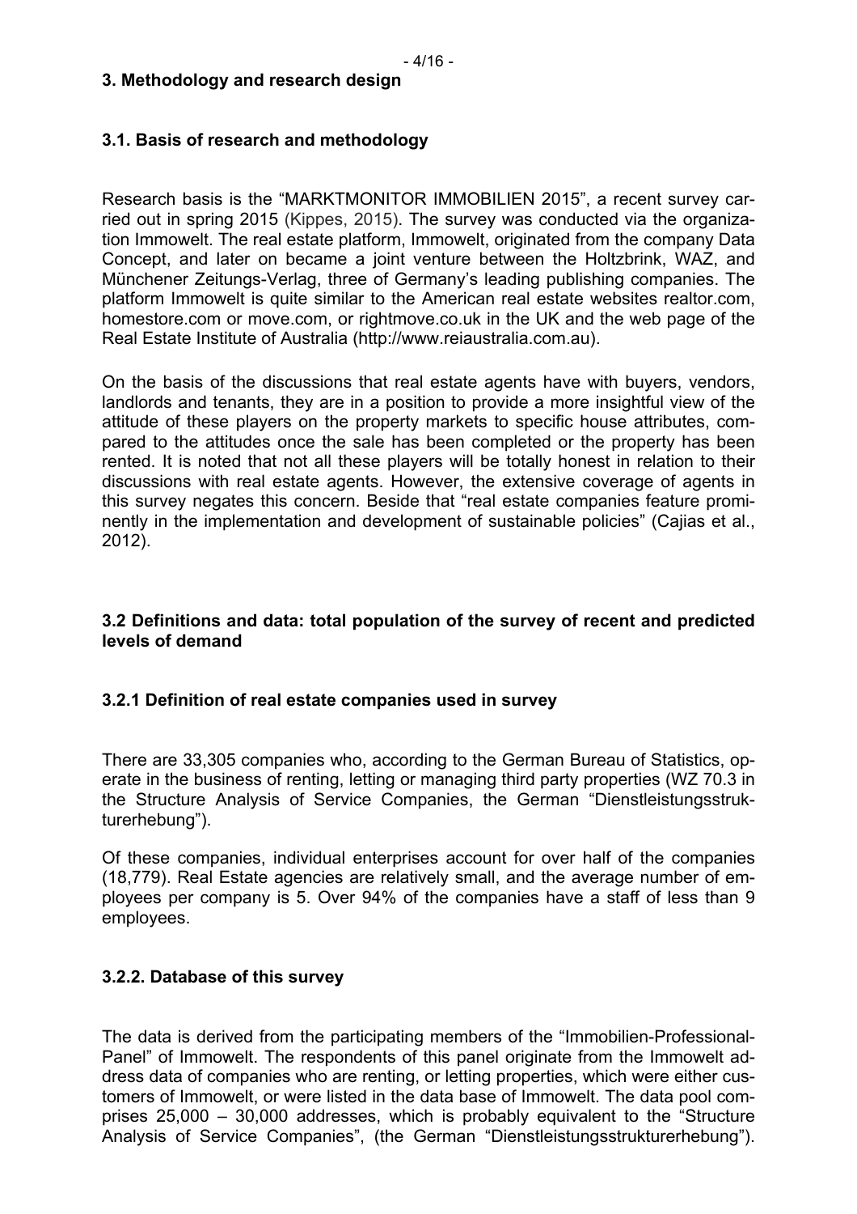## 3. Methodology and research design

### 3.1. Basis of research and methodology

Research basis is the "MARKTMONITOR IMMOBILIEN 2015", a recent survey carried out in spring 2015 (Kippes, 2015). The survey was conducted via the organization Immowelt. The real estate platform, Immowelt, originated from the company Data Concept, and later on became a joint venture between the Holtzbrink, WAZ, and Münchener Zeitungs-Verlag, three of Germany's leading publishing companies. The platform Immowelt is quite similar to the American real estate websites realtor.com, homestore.com or move.com, or rightmove.co.uk in the UK and the web page of the Real Estate Institute of Australia (http://www.reiaustralia.com.au).

On the basis of the discussions that real estate agents have with buyers, vendors, landlords and tenants, they are in a position to provide a more insightful view of the attitude of these players on the property markets to specific house attributes, compared to the attitudes once the sale has been completed or the property has been rented. It is noted that not all these players will be totally honest in relation to their discussions with real estate agents. However, the extensive coverage of agents in this survey negates this concern. Beside that "real estate companies feature prominently in the implementation and development of sustainable policies" (Cajias et al., 2012).

### 3.2 Definitions and data: total population of the survey of recent and predicted levels of demand

#### 3.2.1 Definition of real estate companies used in survey

There are 33,305 companies who, according to the German Bureau of Statistics, operate in the business of renting, letting or managing third party properties (WZ 70.3 in the Structure Analysis of Service Companies, the German "Dienstleistungsstrukturerhebung").

Of these companies, individual enterprises account for over half of the companies (18,779). Real Estate agencies are relatively small, and the average number of employees per company is 5. Over 94% of the companies have a staff of less than 9 employees.

#### 3.2.2. Database of this survey

The data is derived from the participating members of the "Immobilien-Professional-Panel" of Immowelt. The respondents of this panel originate from the Immowelt address data of companies who are renting, or letting properties, which were either customers of Immowelt, or were listed in the data base of Immowelt. The data pool comprises 25,000 – 30,000 addresses, which is probably equivalent to the "Structure Analysis of Service Companies", (the German "Dienstleistungsstrukturerhebung").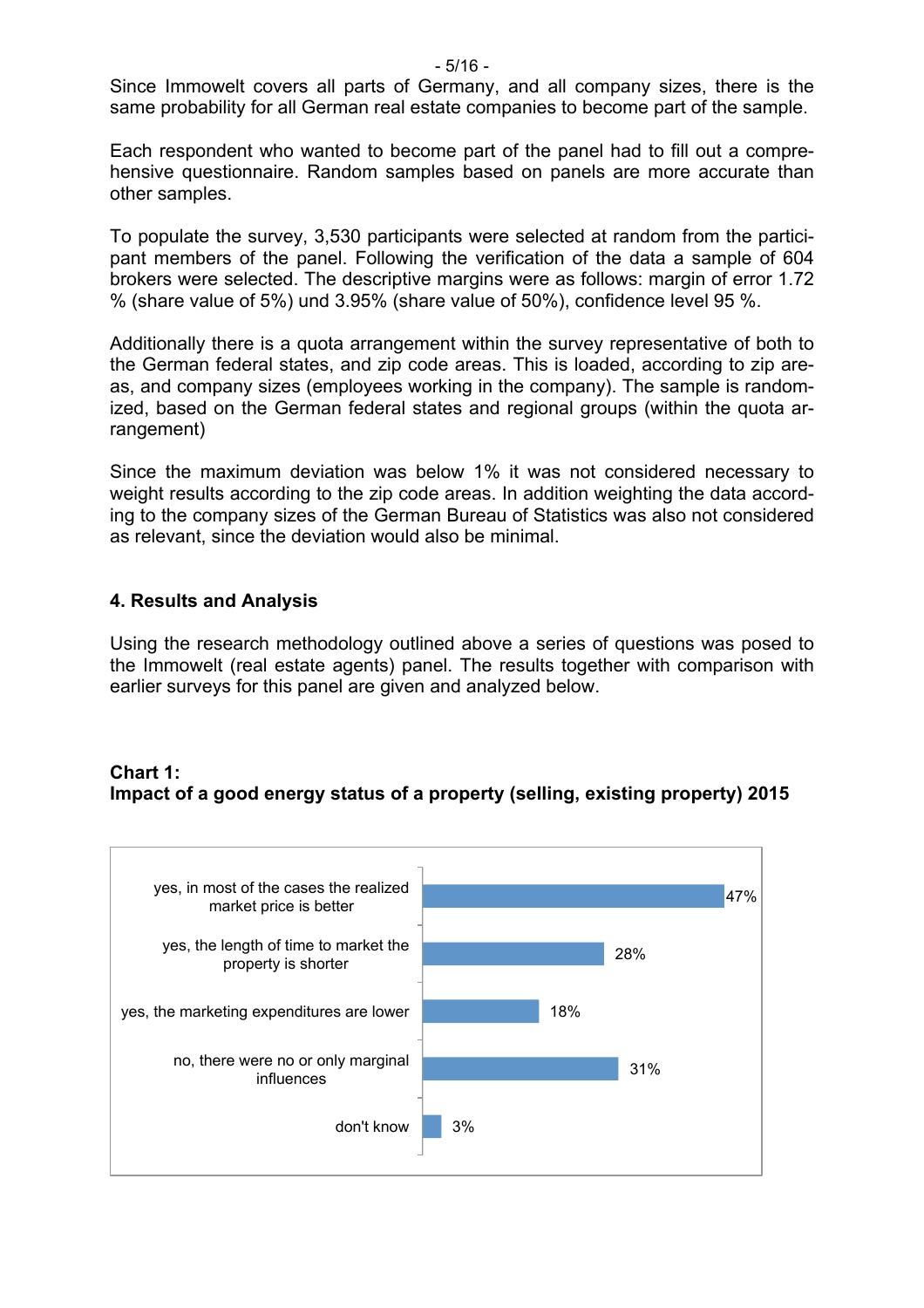Since Immowelt covers all parts of Germany, and all company sizes, there is the same probability for all German real estate companies to become part of the sample.

Each respondent who wanted to become part of the panel had to fill out a comprehensive questionnaire. Random samples based on panels are more accurate than other samples.

To populate the survey, 3,530 participants were selected at random from the participant members of the panel. Following the verification of the data a sample of 604 brokers were selected. The descriptive margins were as follows: margin of error 1.72 % (share value of 5%) und 3.95% (share value of 50%), confidence level 95 %.

Additionally there is a quota arrangement within the survey representative of both to the German federal states, and zip code areas. This is loaded, according to zip areas, and company sizes (employees working in the company). The sample is randomized, based on the German federal states and regional groups (within the quota arrangement)

Since the maximum deviation was below 1% it was not considered necessary to weight results according to the zip code areas. In addition weighting the data according to the company sizes of the German Bureau of Statistics was also not considered as relevant, since the deviation would also be minimal.

## 4. Results and Analysis

Using the research methodology outlined above a series of questions was posed to the Immowelt (real estate agents) panel. The results together with comparison with earlier surveys for this panel are given and analyzed below.

**Chart 1:**
**Impact of a good energy status of a property (selling, existing property) 2015**

| Response | Share |
|---|---|
| yes, in most of the cases the realized market price is better | 47% |
| yes, the length of time to market the property is shorter | 28% |
| yes, the marketing expenditures are lower | 18% |
| no, there were no or only marginal influences | 31% |
| don't know | 3% |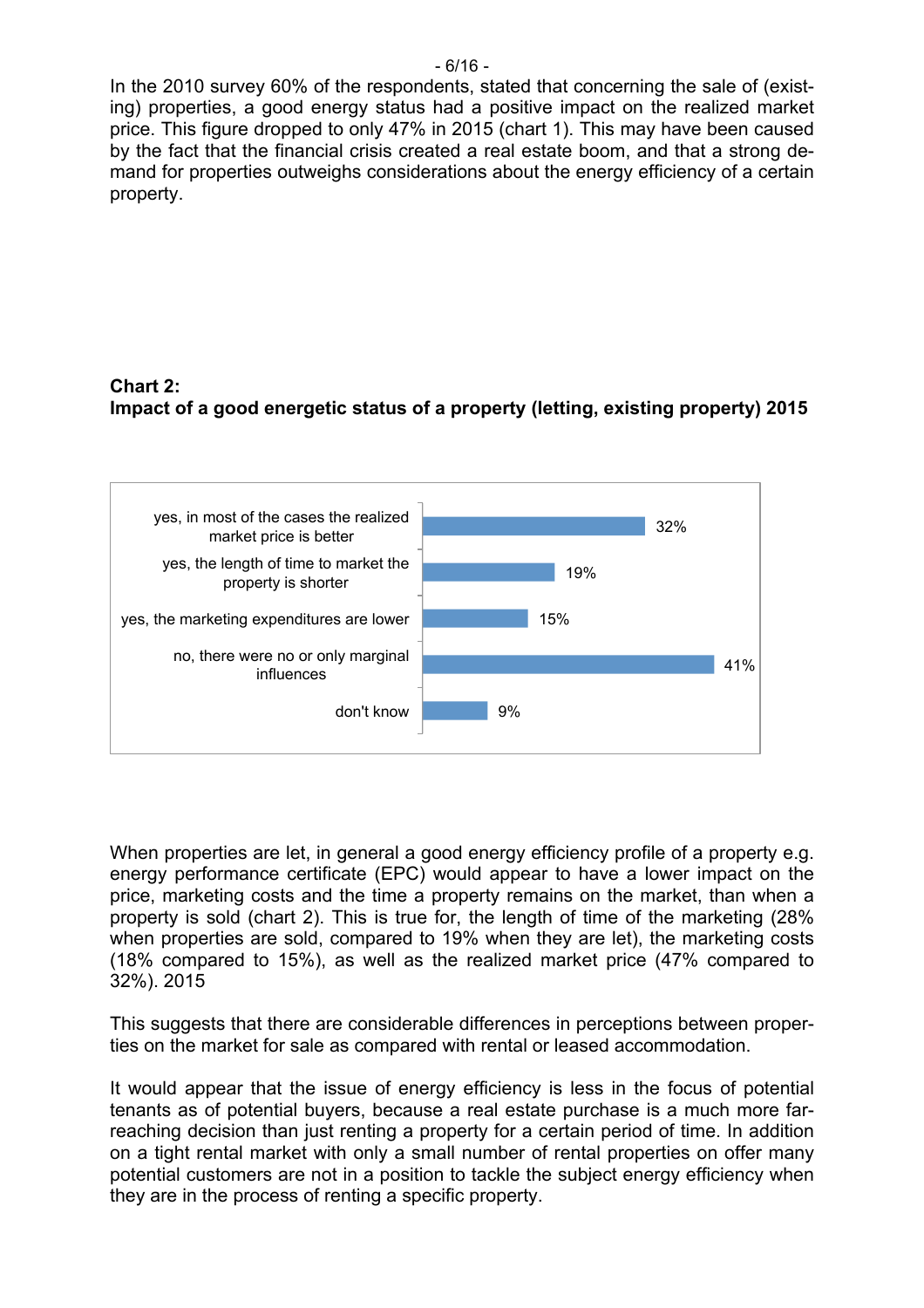In the 2010 survey 60% of the respondents, stated that concerning the sale of (existing) properties, a good energy status had a positive impact on the realized market price. This figure dropped to only 47% in 2015 (chart 1). This may have been caused by the fact that the financial crisis created a real estate boom, and that a strong demand for properties outweighs considerations about the energy efficiency of a certain property.

**Chart 2:**
**Impact of a good energetic status of a property (letting, existing property) 2015**

| Response | Share |
|---|---|
| yes, in most of the cases the realized market price is better | 32% |
| yes, the length of time to market the property is shorter | 19% |
| yes, the marketing expenditures are lower | 15% |
| no, there were no or only marginal influences | 41% |
| don't know | 9% |

When properties are let, in general a good energy efficiency profile of a property e.g. energy performance certificate (EPC) would appear to have a lower impact on the price, marketing costs and the time a property remains on the market, than when a property is sold (chart 2). This is true for, the length of time of the marketing (28% when properties are sold, compared to 19% when they are let), the marketing costs (18% compared to 15%), as well as the realized market price (47% compared to 32%). 2015

This suggests that there are considerable differences in perceptions between properties on the market for sale as compared with rental or leased accommodation.

It would appear that the issue of energy efficiency is less in the focus of potential tenants as of potential buyers, because a real estate purchase is a much more far-reaching decision than just renting a property for a certain period of time. In addition on a tight rental market with only a small number of rental properties on offer many potential customers are not in a position to tackle the subject energy efficiency when they are in the process of renting a specific property.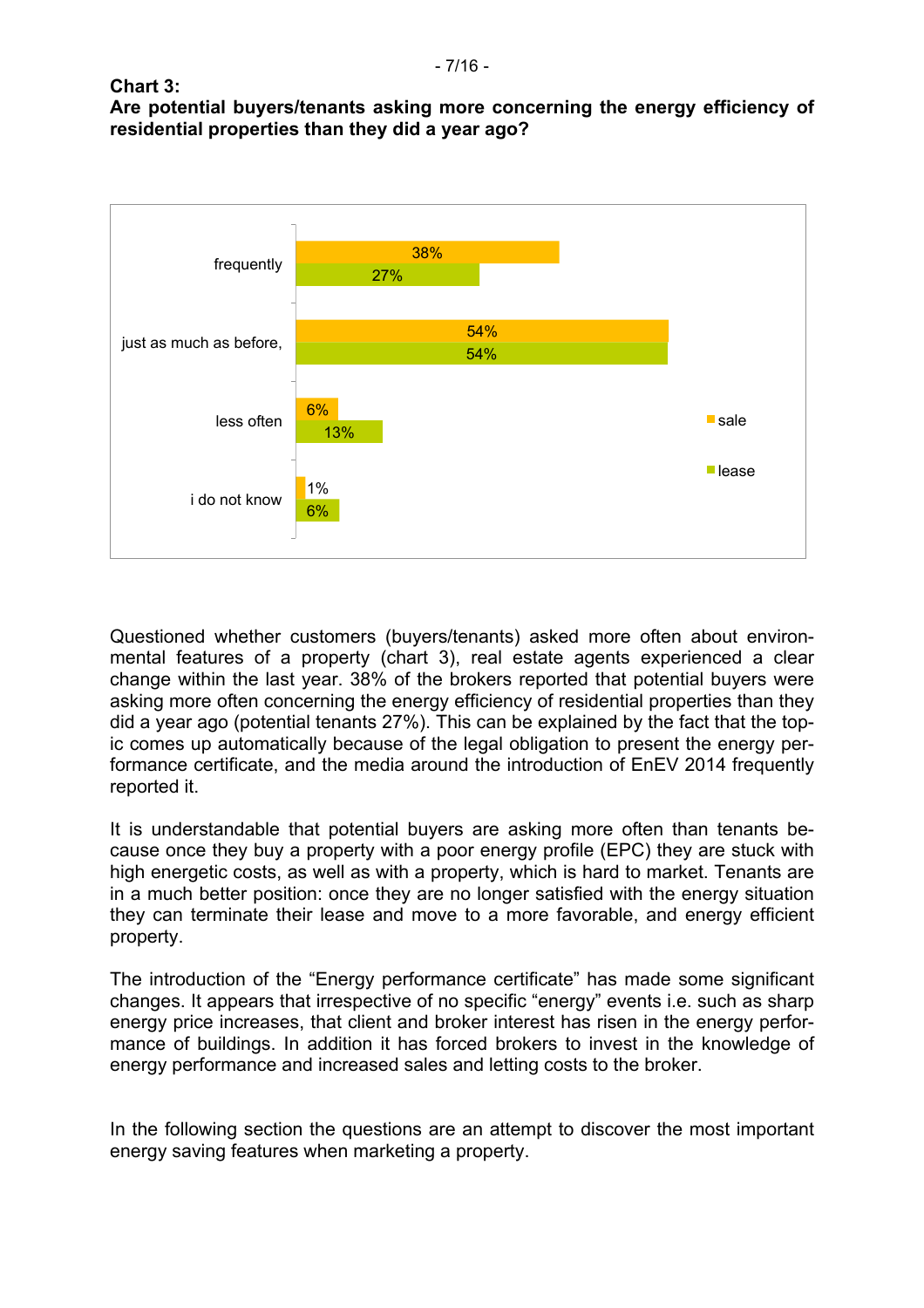**Chart 3:**
**Are potential buyers/tenants asking more concerning the energy efficiency of residential properties than they did a year ago?**

| | sale | lease |
|---|---|---|
| frequently | 38% | 27% |
| just as much as before, | 54% | 54% |
| less often | 6% | 13% |
| i do not know | 1% | 6% |

Questioned whether customers (buyers/tenants) asked more often about environmental features of a property (chart 3), real estate agents experienced a clear change within the last year. 38% of the brokers reported that potential buyers were asking more often concerning the energy efficiency of residential properties than they did a year ago (potential tenants 27%). This can be explained by the fact that the topic comes up automatically because of the legal obligation to present the energy performance certificate, and the media around the introduction of EnEV 2014 frequently reported it.

It is understandable that potential buyers are asking more often than tenants because once they buy a property with a poor energy profile (EPC) they are stuck with high energetic costs, as well as with a property, which is hard to market. Tenants are in a much better position: once they are no longer satisfied with the energy situation they can terminate their lease and move to a more favorable, and energy efficient property.

The introduction of the "Energy performance certificate" has made some significant changes. It appears that irrespective of no specific "energy" events i.e. such as sharp energy price increases, that client and broker interest has risen in the energy performance of buildings. In addition it has forced brokers to invest in the knowledge of energy performance and increased sales and letting costs to the broker.

In the following section the questions are an attempt to discover the most important energy saving features when marketing a property.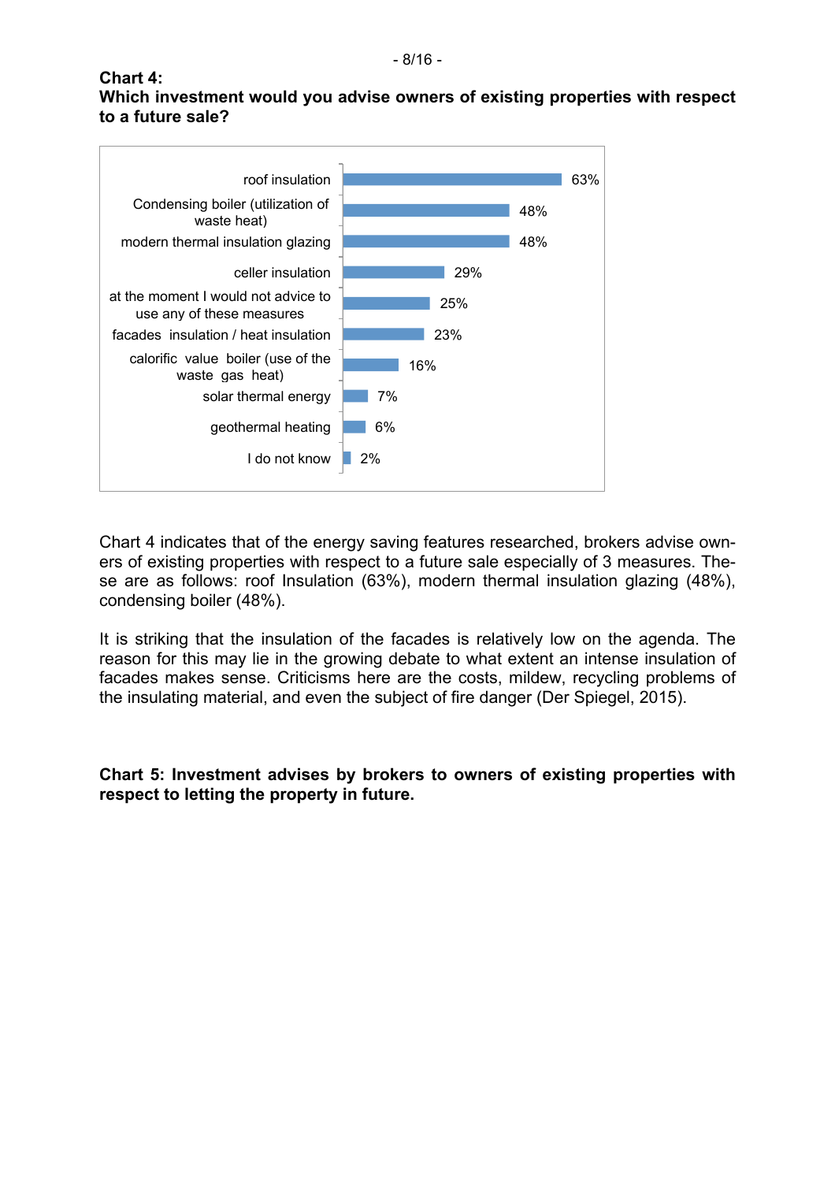**Chart 4:**
**Which investment would you advise owners of existing properties with respect to a future sale?**

| Measure | Share |
|---|---|
| roof insulation | 63% |
| Condensing boiler (utilization of waste heat) | 48% |
| modern thermal insulation glazing | 48% |
| celler insulation | 29% |
| at the moment I would not advice to use any of these measures | 25% |
| facades insulation / heat insulation | 23% |
| calorific value boiler (use of the waste gas heat) | 16% |
| solar thermal energy | 7% |
| geothermal heating | 6% |
| I do not know | 2% |

Chart 4 indicates that of the energy saving features researched, brokers advise owners of existing properties with respect to a future sale especially of 3 measures. These are as follows: roof Insulation (63%), modern thermal insulation glazing (48%), condensing boiler (48%).

It is striking that the insulation of the facades is relatively low on the agenda. The reason for this may lie in the growing debate to what extent an intense insulation of facades makes sense. Criticisms here are the costs, mildew, recycling problems of the insulating material, and even the subject of fire danger (Der Spiegel, 2015).

**Chart 5: Investment advises by brokers to owners of existing properties with respect to letting the property in future.**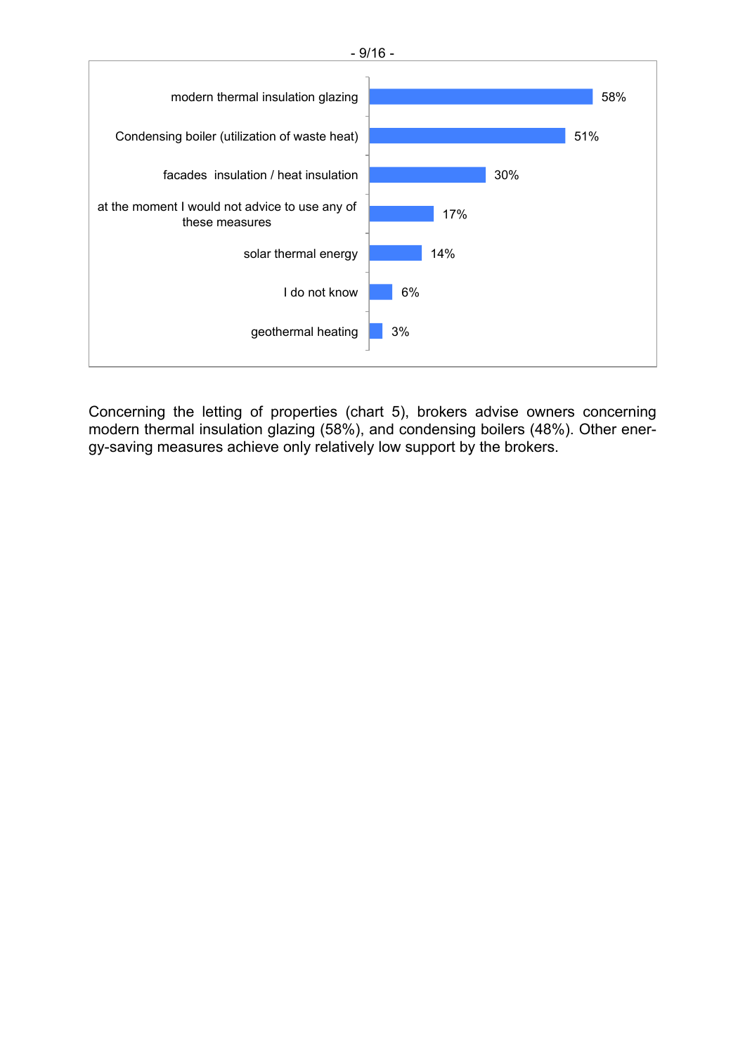| Measure | Share |
| --- | --- |
| modern thermal insulation glazing | 58% |
| Condensing boiler (utilization of waste heat) | 51% |
| facades insulation / heat insulation | 30% |
| at the moment I would not advice to use any of these measures | 17% |
| solar thermal energy | 14% |
| I do not know | 6% |
| geothermal heating | 3% |

Concerning the letting of properties (chart 5), brokers advise owners concerning modern thermal insulation glazing (58%), and condensing boilers (48%). Other energy-saving measures achieve only relatively low support by the brokers.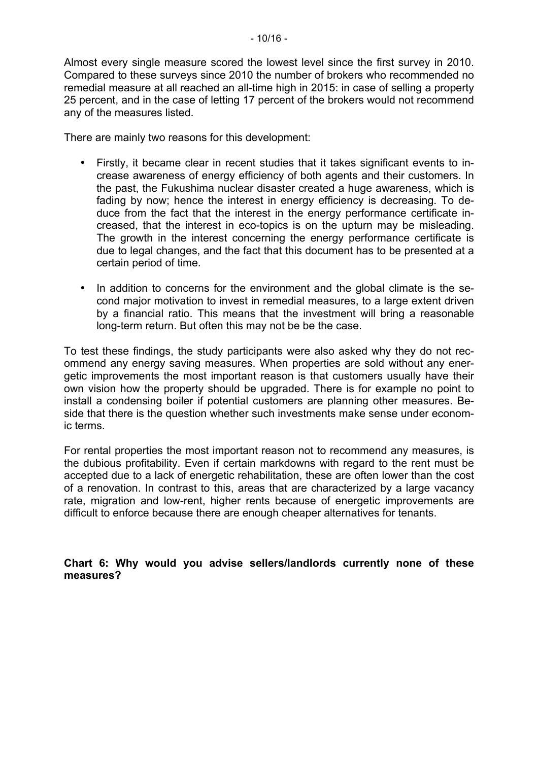Almost every single measure scored the lowest level since the first survey in 2010. Compared to these surveys since 2010 the number of brokers who recommended no remedial measure at all reached an all-time high in 2015: in case of selling a property 25 percent, and in the case of letting 17 percent of the brokers would not recommend any of the measures listed.

There are mainly two reasons for this development:

- Firstly, it became clear in recent studies that it takes significant events to increase awareness of energy efficiency of both agents and their customers. In the past, the Fukushima nuclear disaster created a huge awareness, which is fading by now; hence the interest in energy efficiency is decreasing. To deduce from the fact that the interest in the energy performance certificate increased, that the interest in eco-topics is on the upturn may be misleading. The growth in the interest concerning the energy performance certificate is due to legal changes, and the fact that this document has to be presented at a certain period of time.
- In addition to concerns for the environment and the global climate is the second major motivation to invest in remedial measures, to a large extent driven by a financial ratio. This means that the investment will bring a reasonable long-term return. But often this may not be be the case.

To test these findings, the study participants were also asked why they do not recommend any energy saving measures. When properties are sold without any energetic improvements the most important reason is that customers usually have their own vision how the property should be upgraded. There is for example no point to install a condensing boiler if potential customers are planning other measures. Beside that there is the question whether such investments make sense under economic terms.

For rental properties the most important reason not to recommend any measures, is the dubious profitability. Even if certain markdowns with regard to the rent must be accepted due to a lack of energetic rehabilitation, these are often lower than the cost of a renovation. In contrast to this, areas that are characterized by a large vacancy rate, migration and low-rent, higher rents because of energetic improvements are difficult to enforce because there are enough cheaper alternatives for tenants.

**Chart 6: Why would you advise sellers/landlords currently none of these measures?**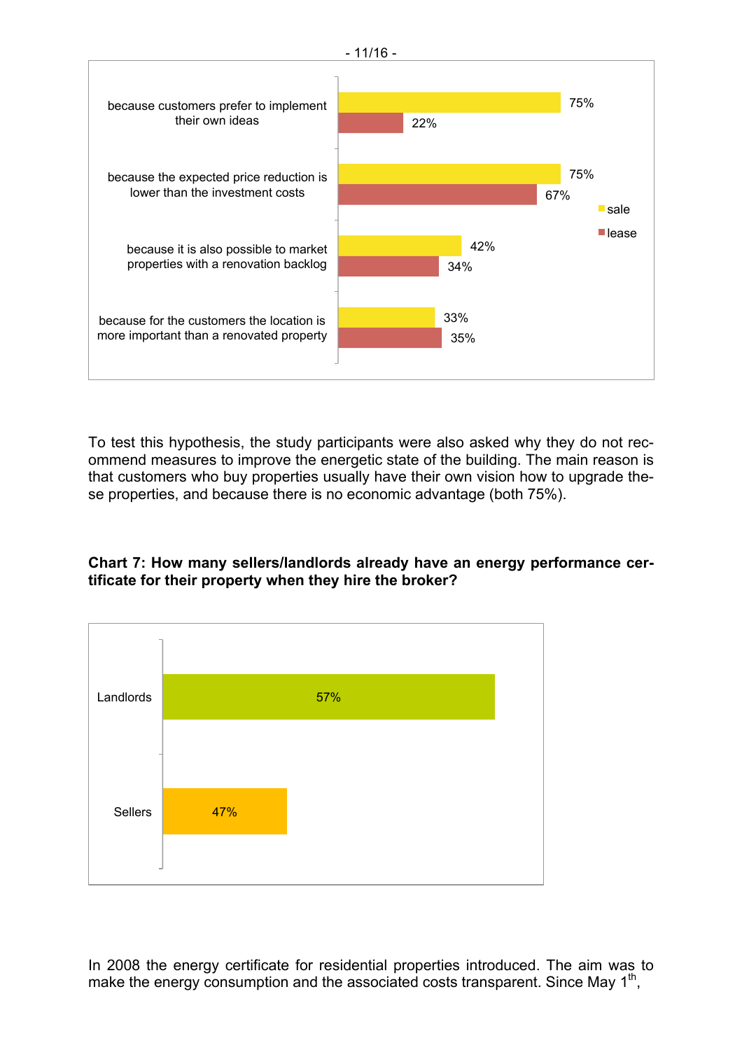| | sale | lease |
|---|---|---|
| because customers prefer to implement their own ideas | 75% | 22% |
| because the expected price reduction is lower than the investment costs | 75% | 67% |
| because it is also possible to market properties with a renovation backlog | 42% | 34% |
| because for the customers the location is more important than a renovated property | 33% | 35% |

To test this hypothesis, the study participants were also asked why they do not recommend measures to improve the energetic state of the building. The main reason is that customers who buy properties usually have their own vision how to upgrade these properties, and because there is no economic advantage (both 75%).

**Chart 7: How many sellers/landlords already have an energy performance certificate for their property when they hire the broker?**

| | |
|---|---|
| Landlords | 57% |
| Sellers | 47% |

In 2008 the energy certificate for residential properties introduced. The aim was to make the energy consumption and the associated costs transparent. Since May 1st,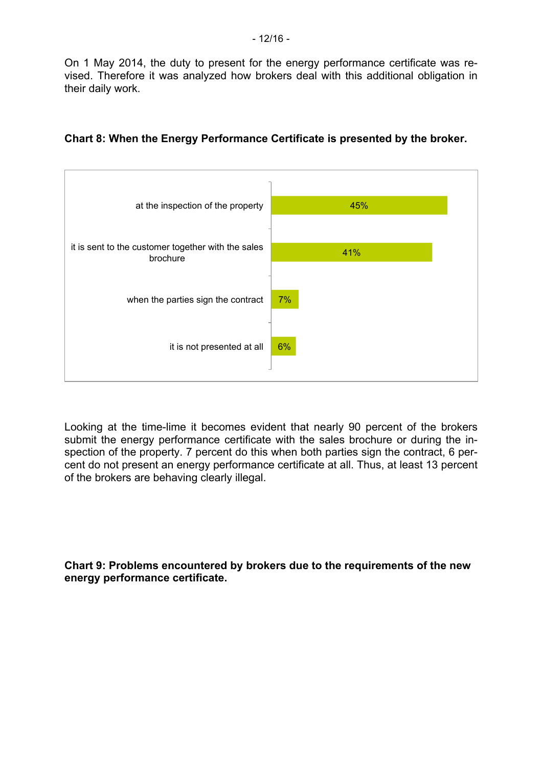On 1 May 2014, the duty to present for the energy performance certificate was revised. Therefore it was analyzed how brokers deal with this additional obligation in their daily work.

**Chart 8: When the Energy Performance Certificate is presented by the broker.**

| | |
|---|---|
| at the inspection of the property | 45% |
| it is sent to the customer together with the sales brochure | 41% |
| when the parties sign the contract | 7% |
| it is not presented at all | 6% |

Looking at the time-lime it becomes evident that nearly 90 percent of the brokers submit the energy performance certificate with the sales brochure or during the inspection of the property. 7 percent do this when both parties sign the contract, 6 percent do not present an energy performance certificate at all. Thus, at least 13 percent of the brokers are behaving clearly illegal.

**Chart 9: Problems encountered by brokers due to the requirements of the new energy performance certificate.**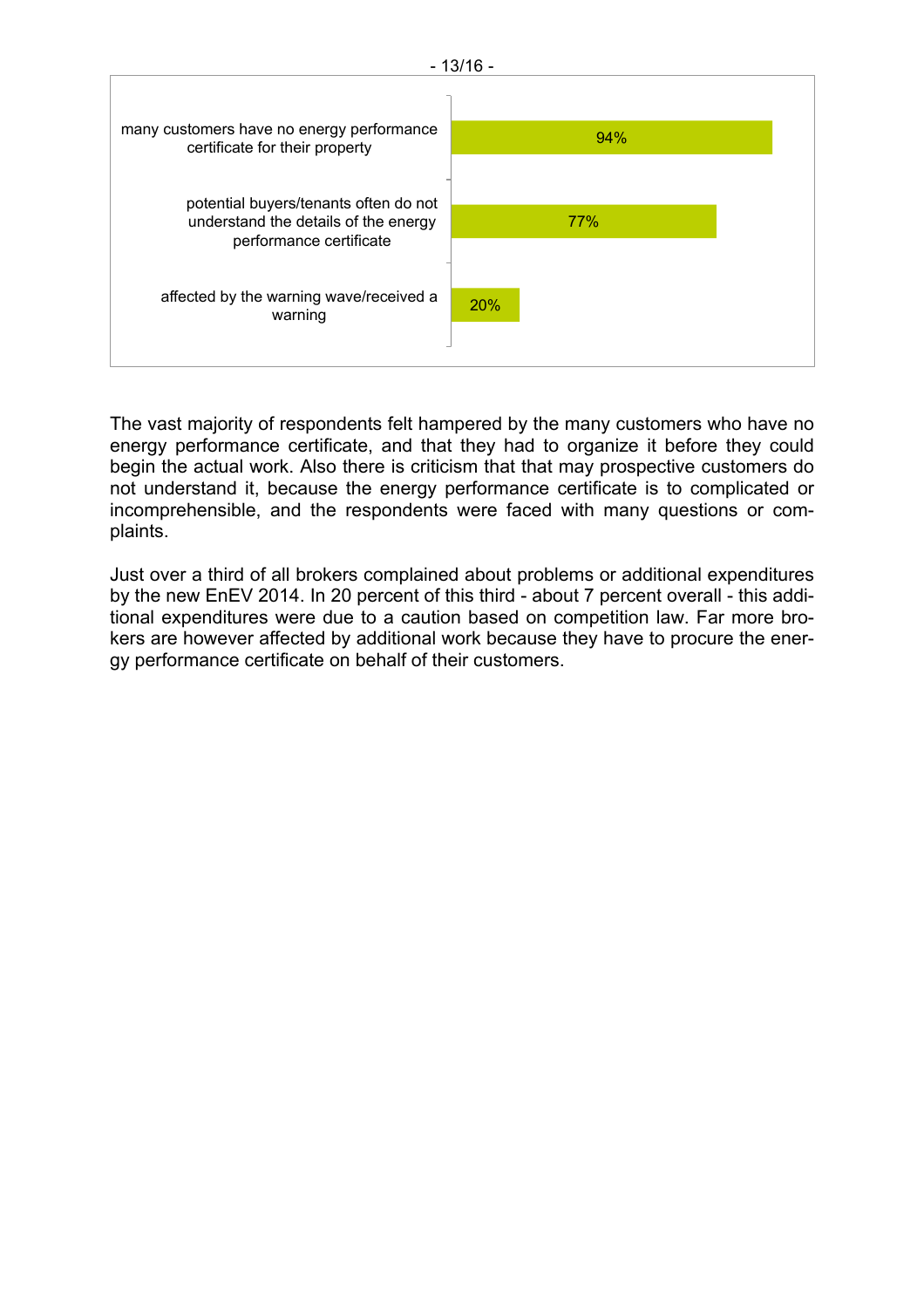| | |
|---|---|
| many customers have no energy performance certificate for their property | 94% |
| potential buyers/tenants often do not understand the details of the energy performance certificate | 77% |
| affected by the warning wave/received a warning | 20% |

The vast majority of respondents felt hampered by the many customers who have no energy performance certificate, and that they had to organize it before they could begin the actual work. Also there is criticism that that may prospective customers do not understand it, because the energy performance certificate is to complicated or incomprehensible, and the respondents were faced with many questions or complaints.

Just over a third of all brokers complained about problems or additional expenditures by the new EnEV 2014. In 20 percent of this third - about 7 percent overall - this additional expenditures were due to a caution based on competition law. Far more brokers are however affected by additional work because they have to procure the energy performance certificate on behalf of their customers.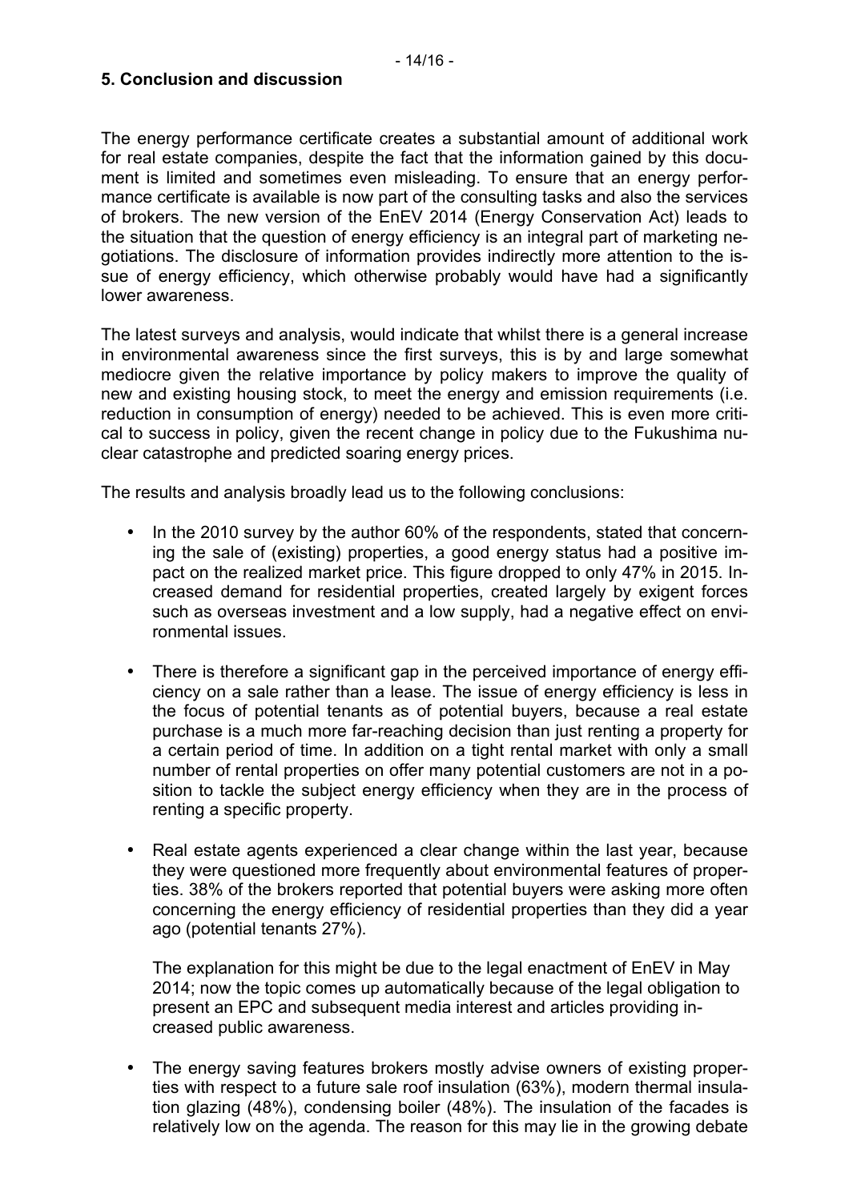## 5. Conclusion and discussion

The energy performance certificate creates a substantial amount of additional work for real estate companies, despite the fact that the information gained by this document is limited and sometimes even misleading. To ensure that an energy performance certificate is available is now part of the consulting tasks and also the services of brokers. The new version of the EnEV 2014 (Energy Conservation Act) leads to the situation that the question of energy efficiency is an integral part of marketing negotiations. The disclosure of information provides indirectly more attention to the issue of energy efficiency, which otherwise probably would have had a significantly lower awareness.

The latest surveys and analysis, would indicate that whilst there is a general increase in environmental awareness since the first surveys, this is by and large somewhat mediocre given the relative importance by policy makers to improve the quality of new and existing housing stock, to meet the energy and emission requirements (i.e. reduction in consumption of energy) needed to be achieved. This is even more critical to success in policy, given the recent change in policy due to the Fukushima nuclear catastrophe and predicted soaring energy prices.

The results and analysis broadly lead us to the following conclusions:

- In the 2010 survey by the author 60% of the respondents, stated that concerning the sale of (existing) properties, a good energy status had a positive impact on the realized market price. This figure dropped to only 47% in 2015. Increased demand for residential properties, created largely by exigent forces such as overseas investment and a low supply, had a negative effect on environmental issues.

- There is therefore a significant gap in the perceived importance of energy efficiency on a sale rather than a lease. The issue of energy efficiency is less in the focus of potential tenants as of potential buyers, because a real estate purchase is a much more far-reaching decision than just renting a property for a certain period of time. In addition on a tight rental market with only a small number of rental properties on offer many potential customers are not in a position to tackle the subject energy efficiency when they are in the process of renting a specific property.

- Real estate agents experienced a clear change within the last year, because they were questioned more frequently about environmental features of properties. 38% of the brokers reported that potential buyers were asking more often concerning the energy efficiency of residential properties than they did a year ago (potential tenants 27%).

  The explanation for this might be due to the legal enactment of EnEV in May 2014; now the topic comes up automatically because of the legal obligation to present an EPC and subsequent media interest and articles providing increased public awareness.

- The energy saving features brokers mostly advise owners of existing properties with respect to a future sale roof insulation (63%), modern thermal insulation glazing (48%), condensing boiler (48%). The insulation of the facades is relatively low on the agenda. The reason for this may lie in the growing debate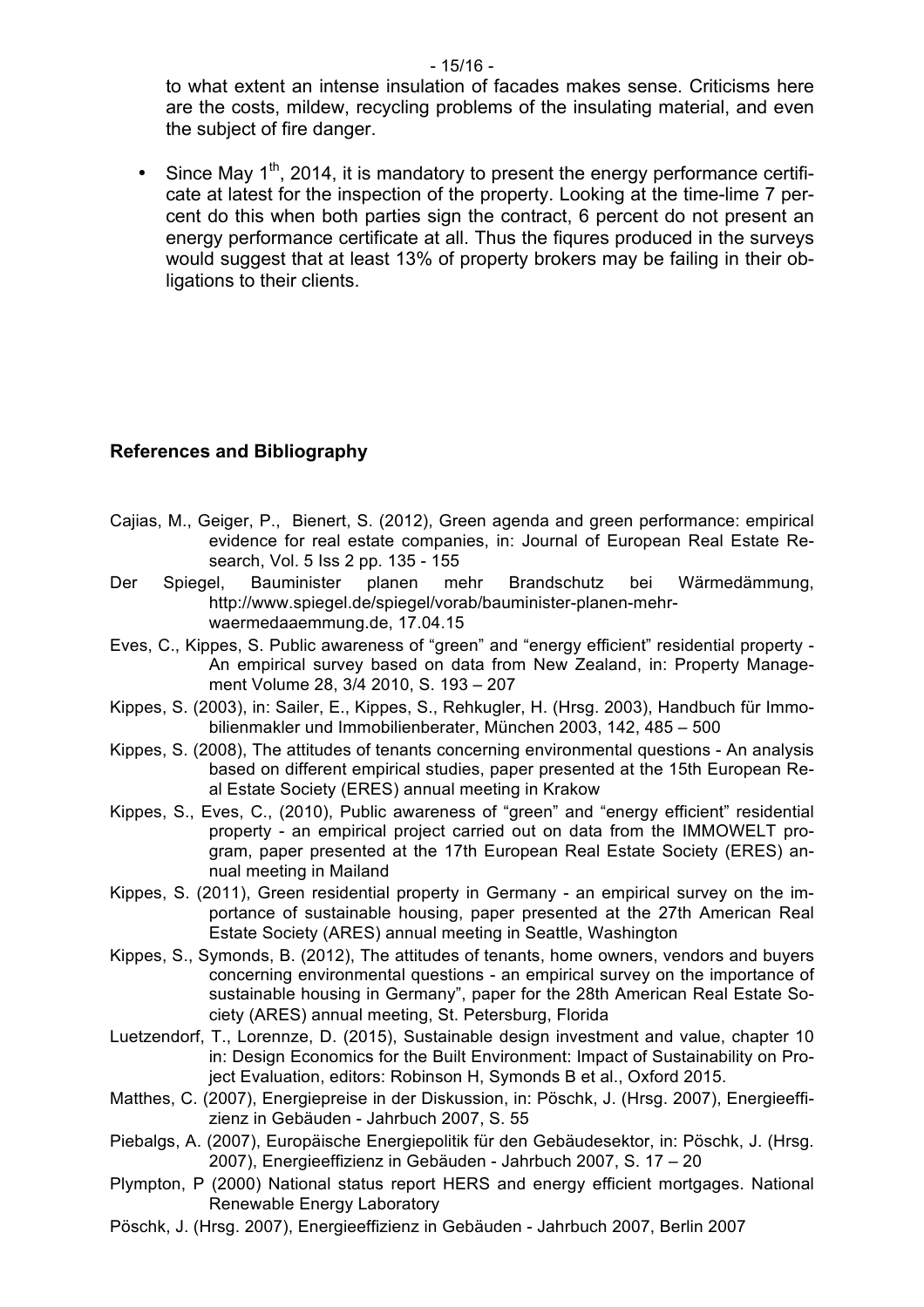to what extent an intense insulation of facades makes sense. Criticisms here are the costs, mildew, recycling problems of the insulating material, and even the subject of fire danger.

- Since May 1st, 2014, it is mandatory to present the energy performance certificate at latest for the inspection of the property. Looking at the time-lime 7 percent do this when both parties sign the contract, 6 percent do not present an energy performance certificate at all. Thus the fiqures produced in the surveys would suggest that at least 13% of property brokers may be failing in their obligations to their clients.

## References and Bibliography

Cajias, M., Geiger, P., Bienert, S. (2012), Green agenda and green performance: empirical evidence for real estate companies, in: Journal of European Real Estate Research, Vol. 5 Iss 2 pp. 135 - 155

Der Spiegel, Bauminister planen mehr Brandschutz bei Wärmedämmung, http://www.spiegel.de/spiegel/vorab/bauminister-planen-mehr-waermedaaemmung.de, 17.04.15

Eves, C., Kippes, S. Public awareness of "green" and "energy efficient" residential property - An empirical survey based on data from New Zealand, in: Property Management Volume 28, 3/4 2010, S. 193 – 207

Kippes, S. (2003), in: Sailer, E., Kippes, S., Rehkugler, H. (Hrsg. 2003), Handbuch für Immobilienmakler und Immobilienberater, München 2003, 142, 485 – 500

Kippes, S. (2008), The attitudes of tenants concerning environmental questions - An analysis based on different empirical studies, paper presented at the 15th European Real Estate Society (ERES) annual meeting in Krakow

Kippes, S., Eves, C., (2010), Public awareness of "green" and "energy efficient" residential property - an empirical project carried out on data from the IMMOWELT program, paper presented at the 17th European Real Estate Society (ERES) annual meeting in Mailand

Kippes, S. (2011), Green residential property in Germany - an empirical survey on the importance of sustainable housing, paper presented at the 27th American Real Estate Society (ARES) annual meeting in Seattle, Washington

Kippes, S., Symonds, B. (2012), The attitudes of tenants, home owners, vendors and buyers concerning environmental questions - an empirical survey on the importance of sustainable housing in Germany", paper for the 28th American Real Estate Society (ARES) annual meeting, St. Petersburg, Florida

Luetzendorf, T., Lorennze, D. (2015), Sustainable design investment and value, chapter 10 in: Design Economics for the Built Environment: Impact of Sustainability on Project Evaluation, editors: Robinson H, Symonds B et al., Oxford 2015.

Matthes, C. (2007), Energiepreise in der Diskussion, in: Pöschk, J. (Hrsg. 2007), Energieeffizienz in Gebäuden - Jahrbuch 2007, S. 55

Piebalgs, A. (2007), Europäische Energiepolitik für den Gebäudesektor, in: Pöschk, J. (Hrsg. 2007), Energieeffizienz in Gebäuden - Jahrbuch 2007, S. 17 – 20

Plympton, P (2000) National status report HERS and energy efficient mortgages. National Renewable Energy Laboratory

Pöschk, J. (Hrsg. 2007), Energieeffizienz in Gebäuden - Jahrbuch 2007, Berlin 2007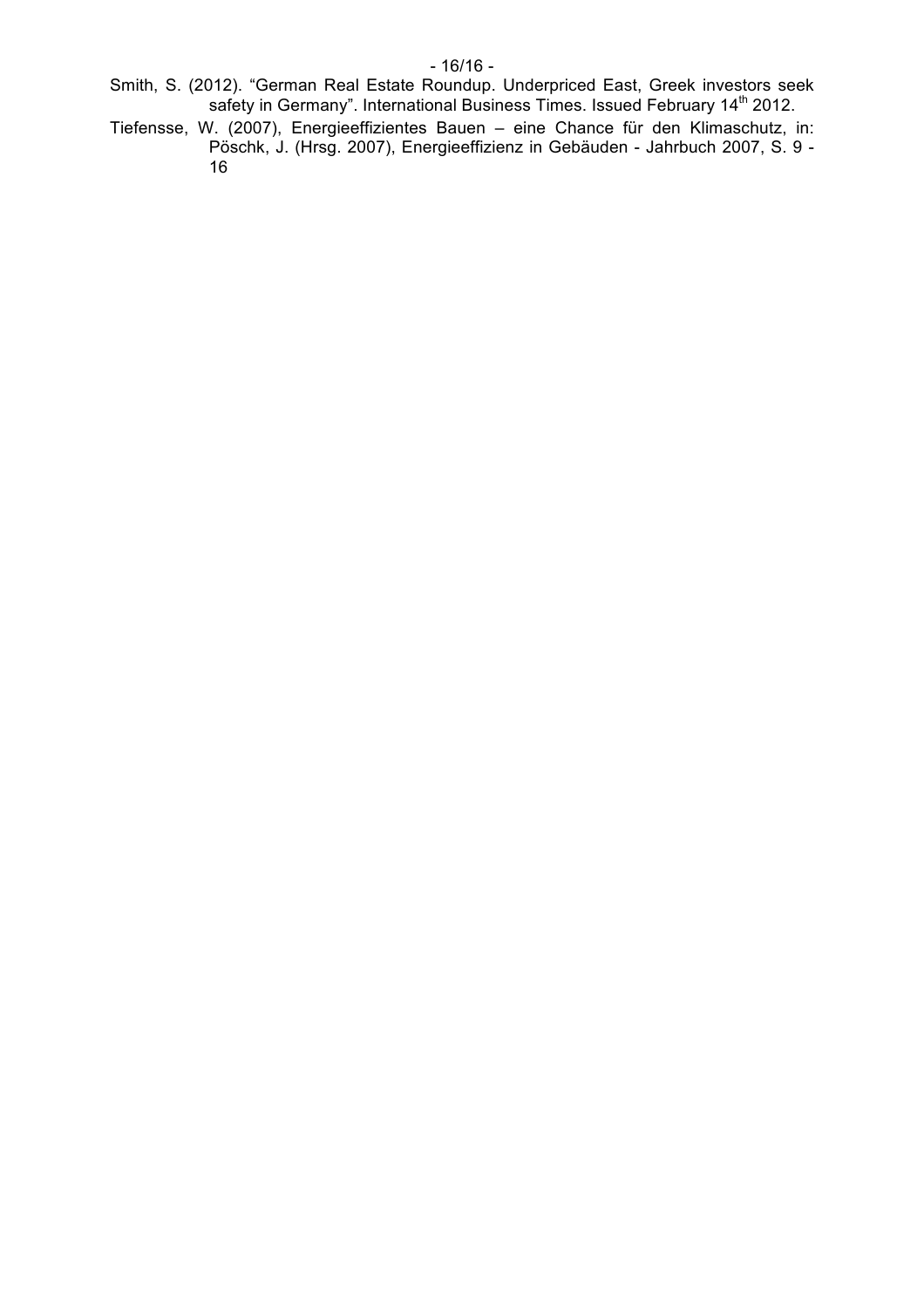Smith, S. (2012). “German Real Estate Roundup. Underpriced East, Greek investors seek safety in Germany”. International Business Times. Issued February 14th 2012.

Tiefensse, W. (2007), Energieeffizientes Bauen – eine Chance für den Klimaschutz, in: Pöschk, J. (Hrsg. 2007), Energieeffizienz in Gebäuden - Jahrbuch 2007, S. 9 - 16